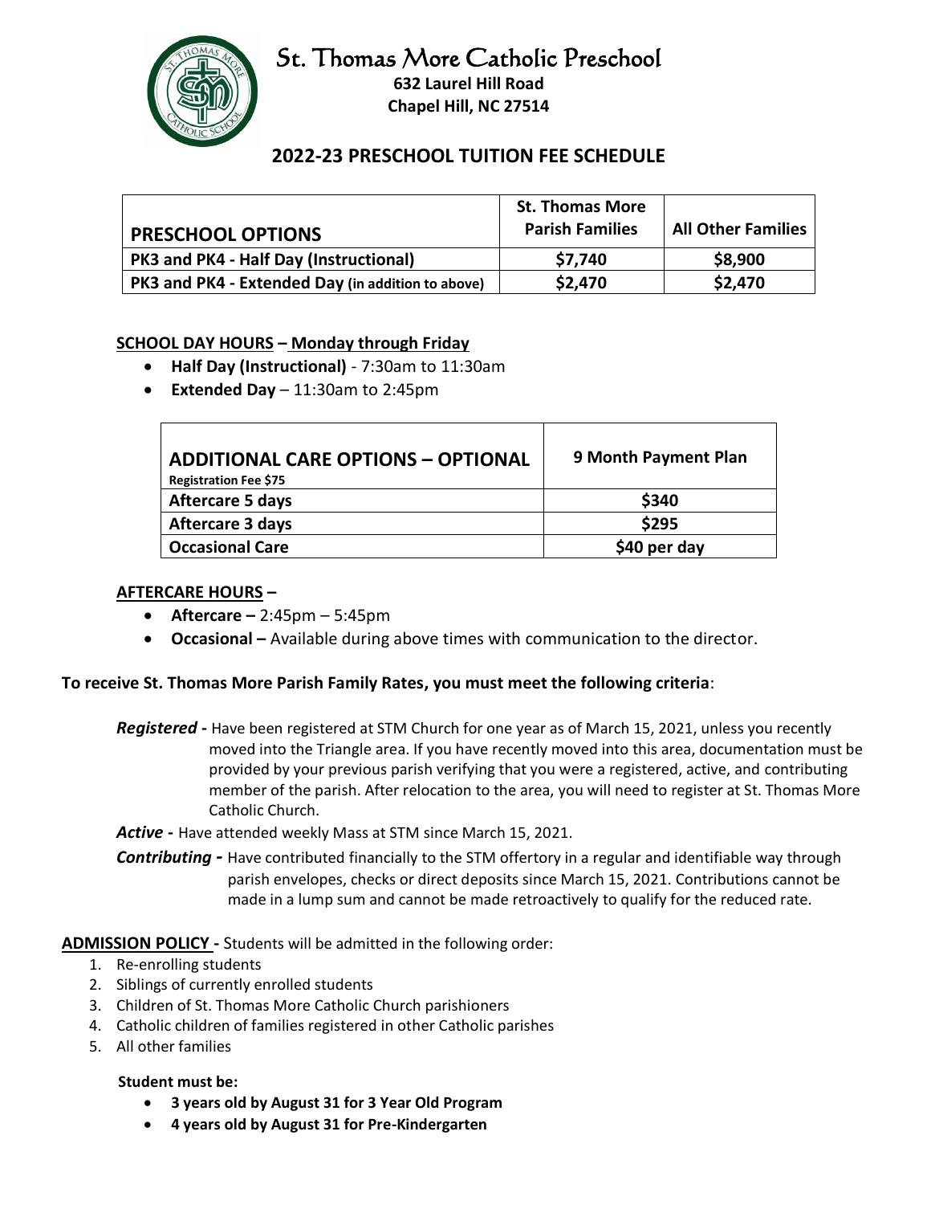# St. Thomas More Catholic Preschool

**632 Laurel Hill Road**
**Chapel Hill, NC 27514**

## 2022-23 PRESCHOOL TUITION FEE SCHEDULE

| PRESCHOOL OPTIONS | St. Thomas More Parish Families | All Other Families |
|---|---|---|
| PK3 and PK4 - Half Day (Instructional) | $7,740 | $8,900 |
| PK3 and PK4 - Extended Day (in addition to above) | $2,470 | $2,470 |

**SCHOOL DAY HOURS – Monday through Friday**

- **Half Day (Instructional)** - 7:30am to 11:30am
- **Extended Day** – 11:30am to 2:45pm

| ADDITIONAL CARE OPTIONS – OPTIONAL<br>Registration Fee $75 | 9 Month Payment Plan |
|---|---|
| Aftercare 5 days | $340 |
| Aftercare 3 days | $295 |
| Occasional Care | $40 per day |

**AFTERCARE HOURS –**

- **Aftercare –** 2:45pm – 5:45pm
- **Occasional –** Available during above times with communication to the director.

**To receive St. Thomas More Parish Family Rates, you must meet the following criteria**:

***Registered -*** Have been registered at STM Church for one year as of March 15, 2021, unless you recently moved into the Triangle area. If you have recently moved into this area, documentation must be provided by your previous parish verifying that you were a registered, active, and contributing member of the parish. After relocation to the area, you will need to register at St. Thomas More Catholic Church.

***Active -*** Have attended weekly Mass at STM since March 15, 2021.

***Contributing -*** Have contributed financially to the STM offertory in a regular and identifiable way through parish envelopes, checks or direct deposits since March 15, 2021. Contributions cannot be made in a lump sum and cannot be made retroactively to qualify for the reduced rate.

**ADMISSION POLICY -** Students will be admitted in the following order:

1. Re-enrolling students
2. Siblings of currently enrolled students
3. Children of St. Thomas More Catholic Church parishioners
4. Catholic children of families registered in other Catholic parishes
5. All other families

**Student must be:**

- **3 years old by August 31 for 3 Year Old Program**
- **4 years old by August 31 for Pre-Kindergarten**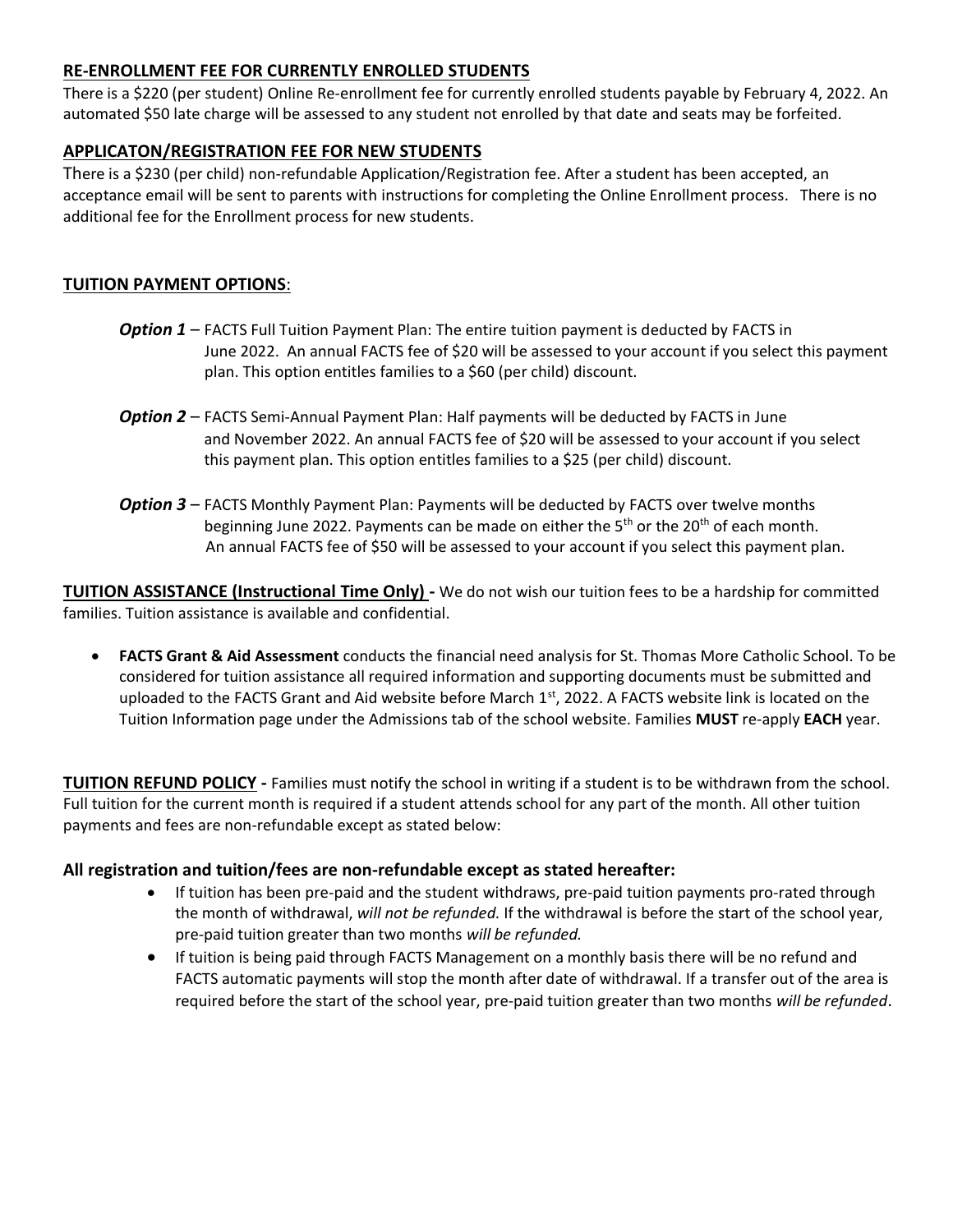## RE-ENROLLMENT FEE FOR CURRENTLY ENROLLED STUDENTS

There is a $220 (per student) Online Re-enrollment fee for currently enrolled students payable by February 4, 2022. An automated $50 late charge will be assessed to any student not enrolled by that date and seats may be forfeited.

## APPLICATON/REGISTRATION FEE FOR NEW STUDENTS

There is a $230 (per child) non-refundable Application/Registration fee. After a student has been accepted, an acceptance email will be sent to parents with instructions for completing the Online Enrollment process. There is no additional fee for the Enrollment process for new students.

## TUITION PAYMENT OPTIONS:

***Option 1*** – FACTS Full Tuition Payment Plan: The entire tuition payment is deducted by FACTS in June 2022. An annual FACTS fee of $20 will be assessed to your account if you select this payment plan. This option entitles families to a $60 (per child) discount.

***Option 2*** – FACTS Semi-Annual Payment Plan: Half payments will be deducted by FACTS in June and November 2022. An annual FACTS fee of $20 will be assessed to your account if you select this payment plan. This option entitles families to a $25 (per child) discount.

***Option 3*** – FACTS Monthly Payment Plan: Payments will be deducted by FACTS over twelve months beginning June 2022. Payments can be made on either the 5th or the 20th of each month. An annual FACTS fee of $50 will be assessed to your account if you select this payment plan.

**TUITION ASSISTANCE (Instructional Time Only) -** We do not wish our tuition fees to be a hardship for committed families. Tuition assistance is available and confidential.

- **FACTS Grant & Aid Assessment** conducts the financial need analysis for St. Thomas More Catholic School. To be considered for tuition assistance all required information and supporting documents must be submitted and uploaded to the FACTS Grant and Aid website before March 1st, 2022. A FACTS website link is located on the Tuition Information page under the Admissions tab of the school website. Families **MUST** re-apply **EACH** year.

**TUITION REFUND POLICY -** Families must notify the school in writing if a student is to be withdrawn from the school. Full tuition for the current month is required if a student attends school for any part of the month. All other tuition payments and fees are non-refundable except as stated below:

### All registration and tuition/fees are non-refundable except as stated hereafter:

- If tuition has been pre-paid and the student withdraws, pre-paid tuition payments pro-rated through the month of withdrawal, *will not be refunded.* If the withdrawal is before the start of the school year, pre-paid tuition greater than two months *will be refunded.*
- If tuition is being paid through FACTS Management on a monthly basis there will be no refund and FACTS automatic payments will stop the month after date of withdrawal. If a transfer out of the area is required before the start of the school year, pre-paid tuition greater than two months *will be refunded*.